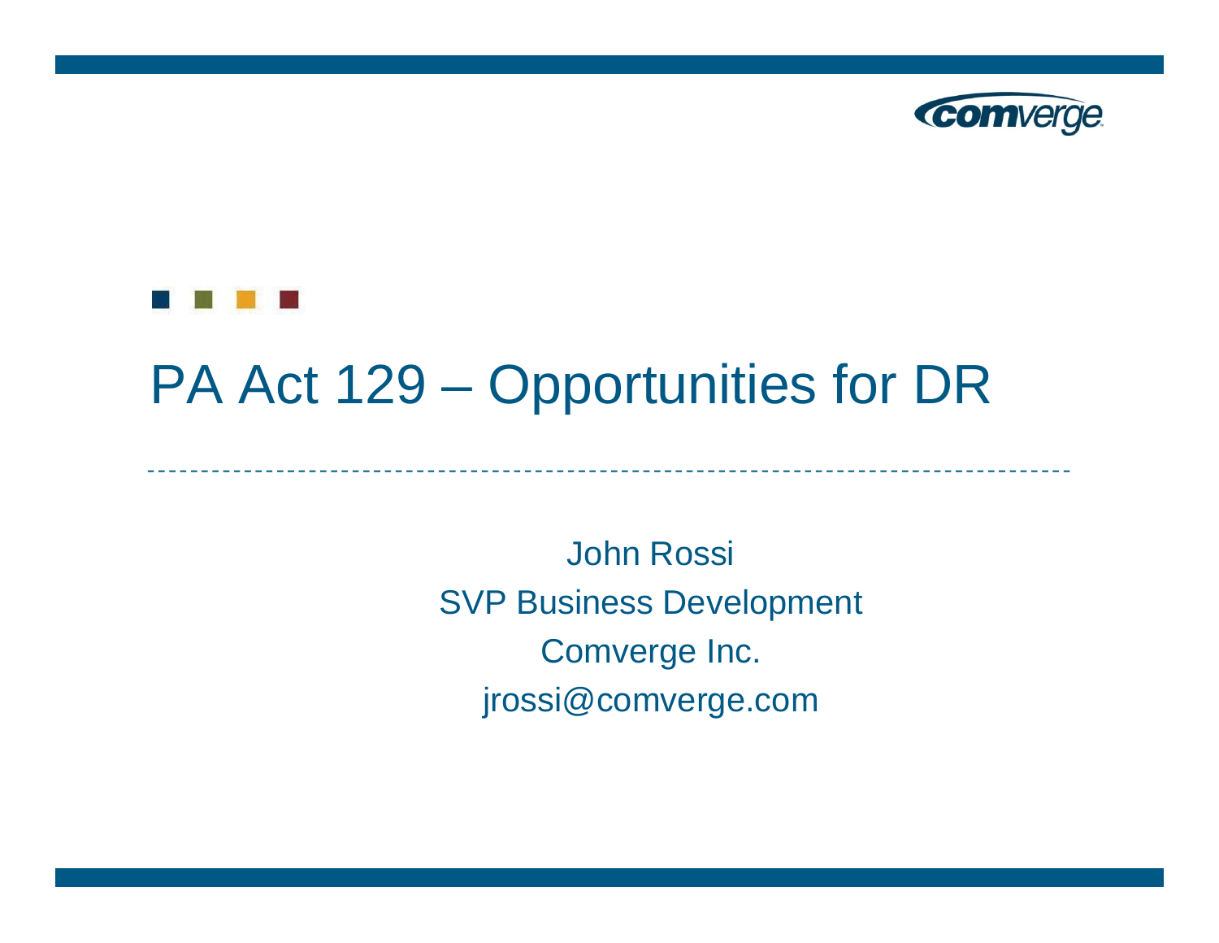# PA Act 129 – Opportunities for DR

John Rossi

SVP Business Development

Comverge Inc.

jrossi@comverge.com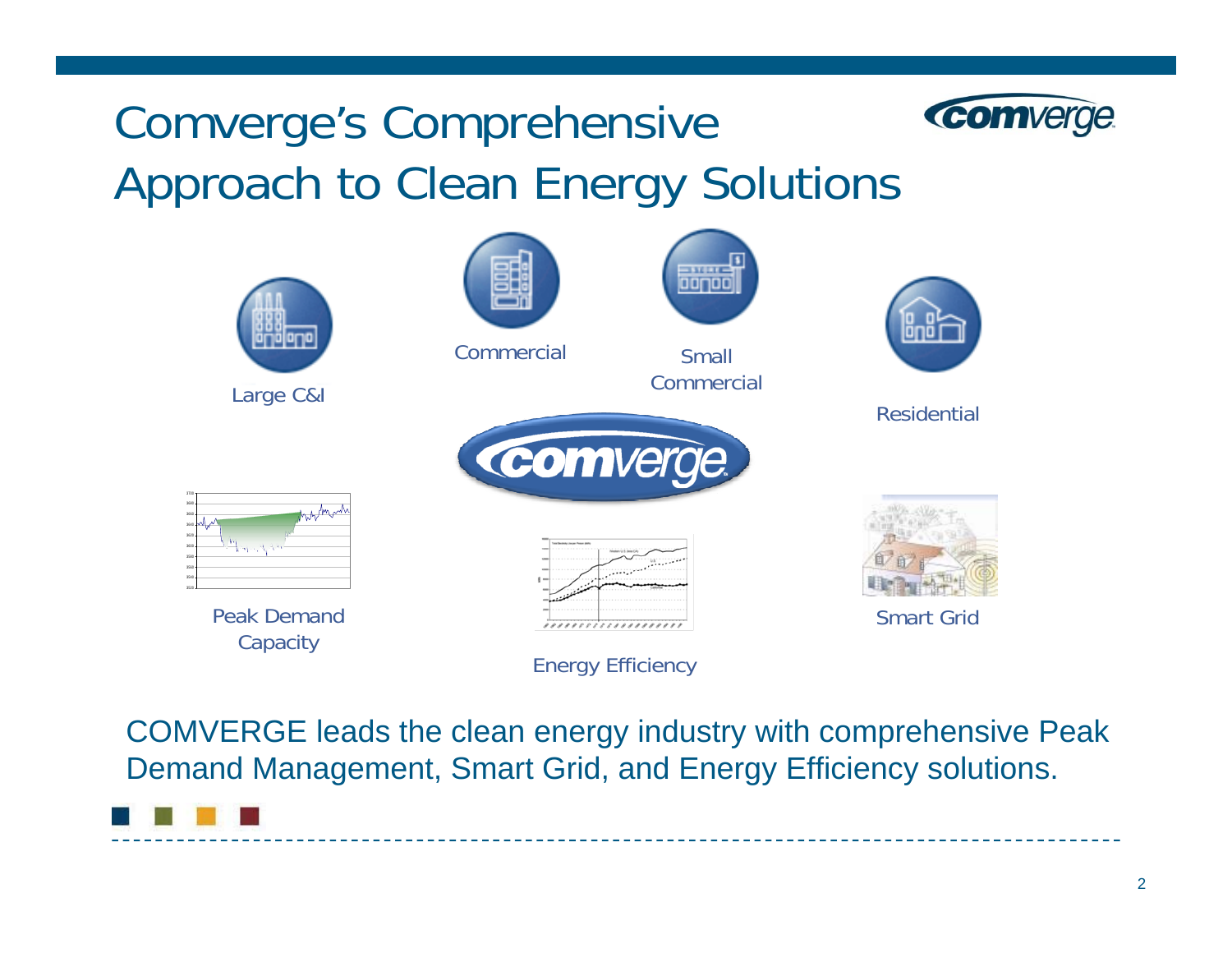# Comverge's Comprehensive Approach to Clean Energy Solutions

Large C&I

Commercial

Small Commercial

Residential

Peak Demand Capacity

Energy Efficiency

Smart Grid

COMVERGE leads the clean energy industry with comprehensive Peak Demand Management, Smart Grid, and Energy Efficiency solutions.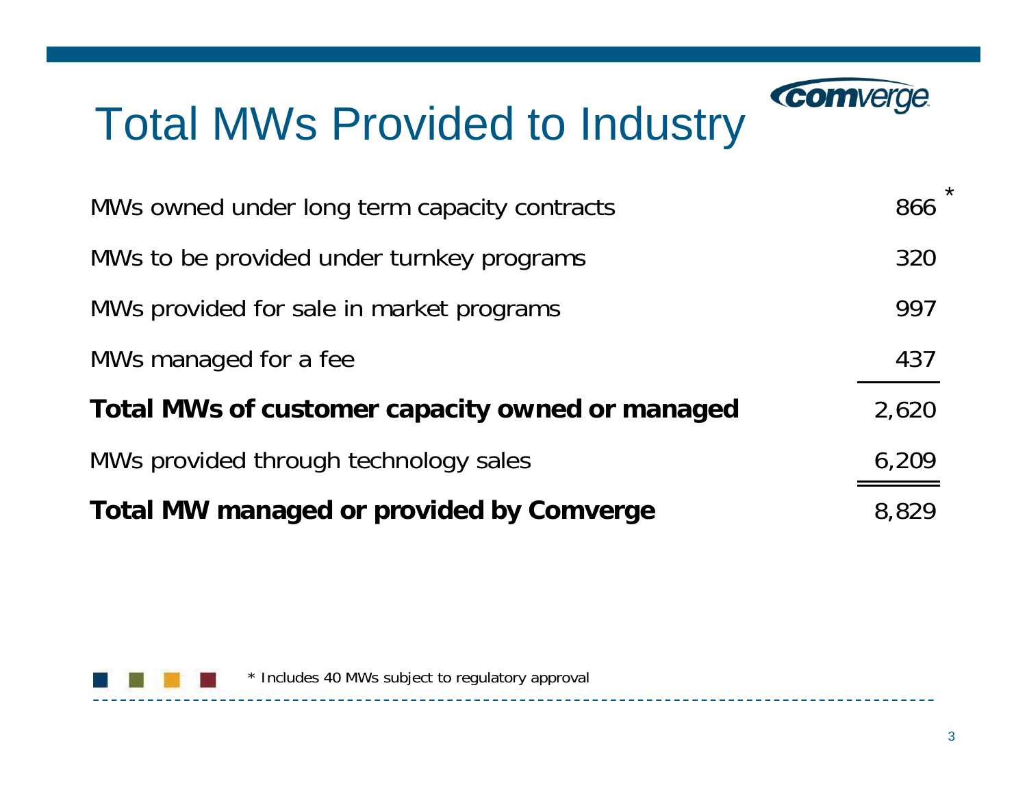# Total MWs Provided to Industry

| | |
|---|---|
| MWs owned under long term capacity contracts | 866 * |
| MWs to be provided under turnkey programs | 320 |
| MWs provided for sale in market programs | 997 |
| MWs managed for a fee | 437 |
| **Total MWs of customer capacity owned or managed** | 2,620 |
| MWs provided through technology sales | 6,209 |
| **Total MW managed or provided by Comverge** | 8,829 |

* Includes 40 MWs subject to regulatory approval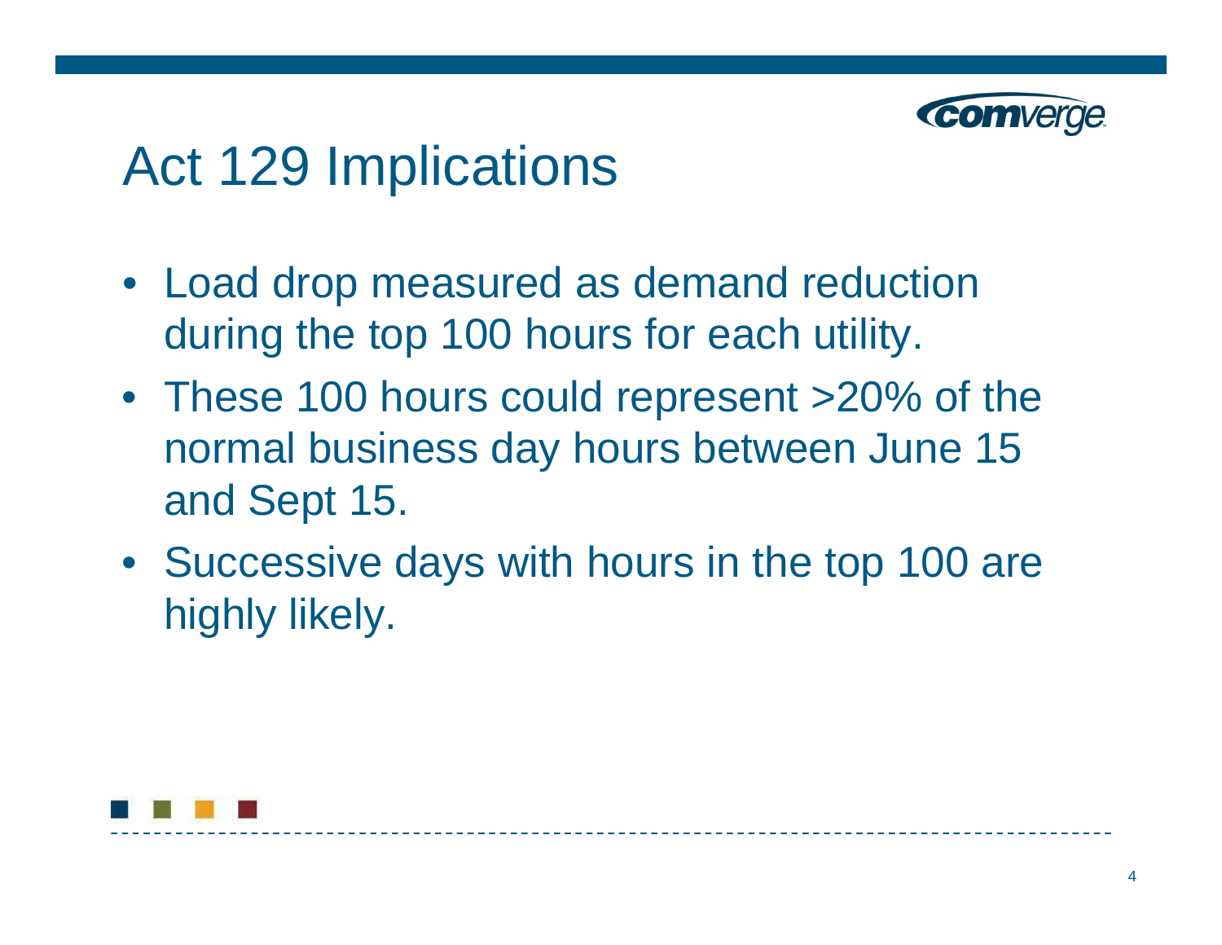# Act 129 Implications

- Load drop measured as demand reduction during the top 100 hours for each utility.
- These 100 hours could represent >20% of the normal business day hours between June 15 and Sept 15.
- Successive days with hours in the top 100 are highly likely.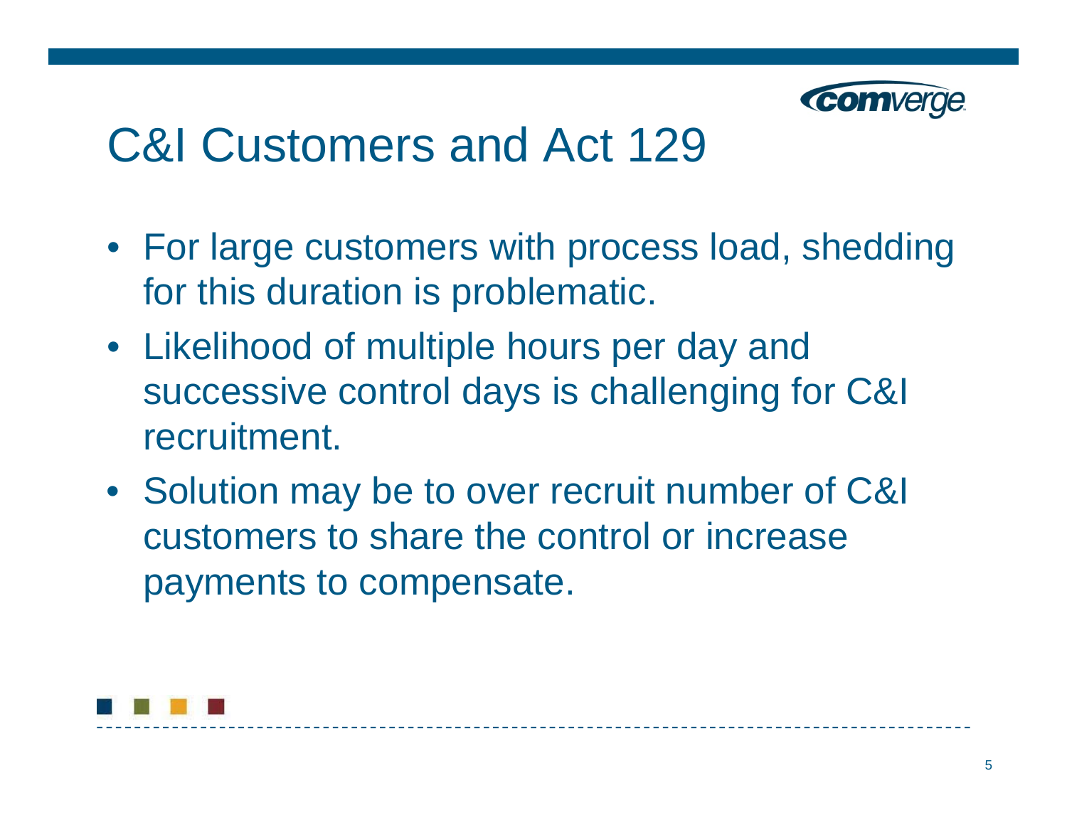# C&I Customers and Act 129

- For large customers with process load, shedding for this duration is problematic.
- Likelihood of multiple hours per day and successive control days is challenging for C&I recruitment.
- Solution may be to over recruit number of C&I customers to share the control or increase payments to compensate.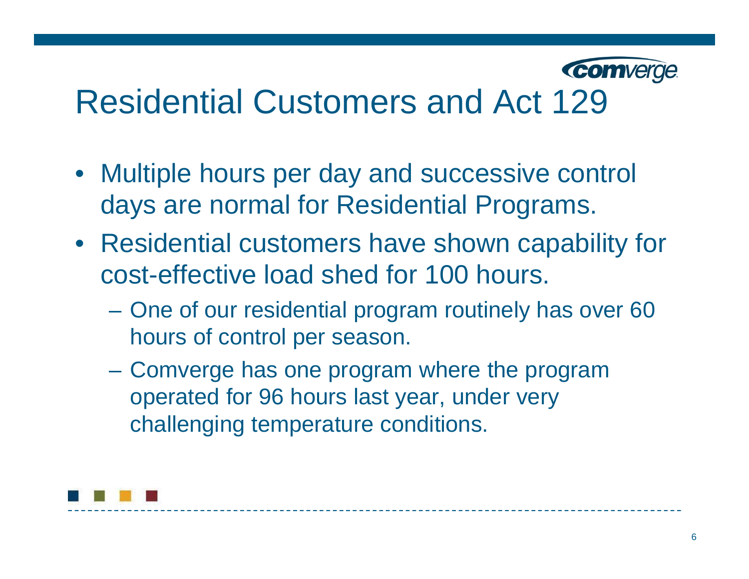# Residential Customers and Act 129

- Multiple hours per day and successive control days are normal for Residential Programs.
- Residential customers have shown capability for cost-effective load shed for 100 hours.
  - One of our residential program routinely has over 60 hours of control per season.
  - Comverge has one program where the program operated for 96 hours last year, under very challenging temperature conditions.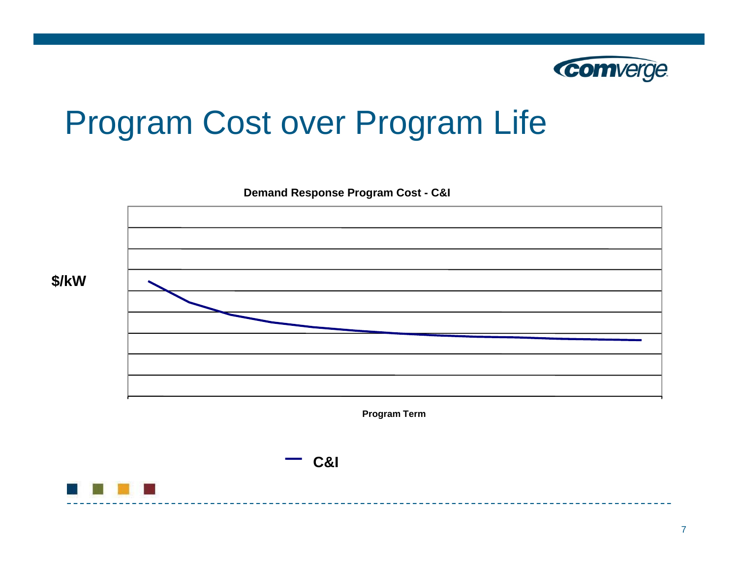# Program Cost over Program Life

**Demand Response Program Cost - C&I**

$/kW

Program Term

C&I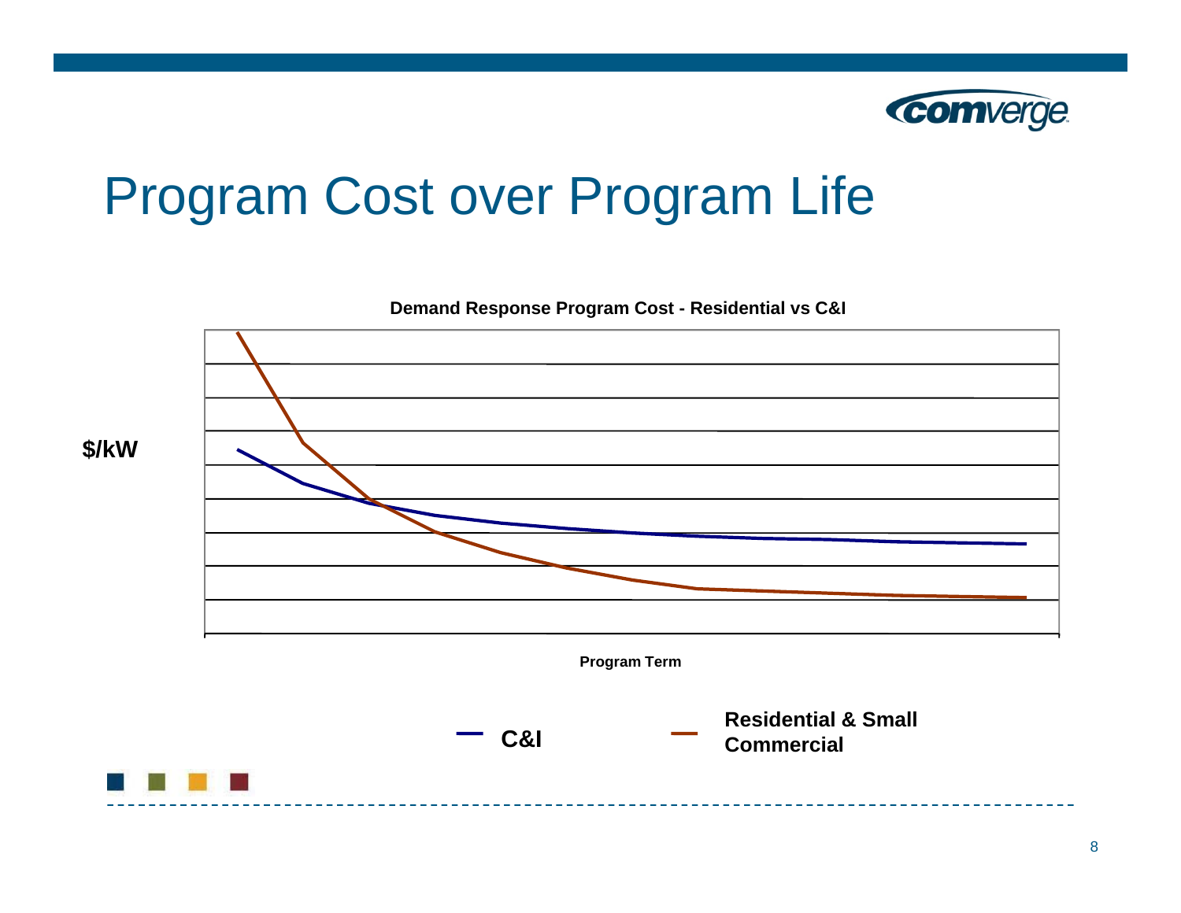# Program Cost over Program Life

**Demand Response Program Cost - Residential vs C&I**

$/kW

Program Term

C&I

Residential & Small Commercial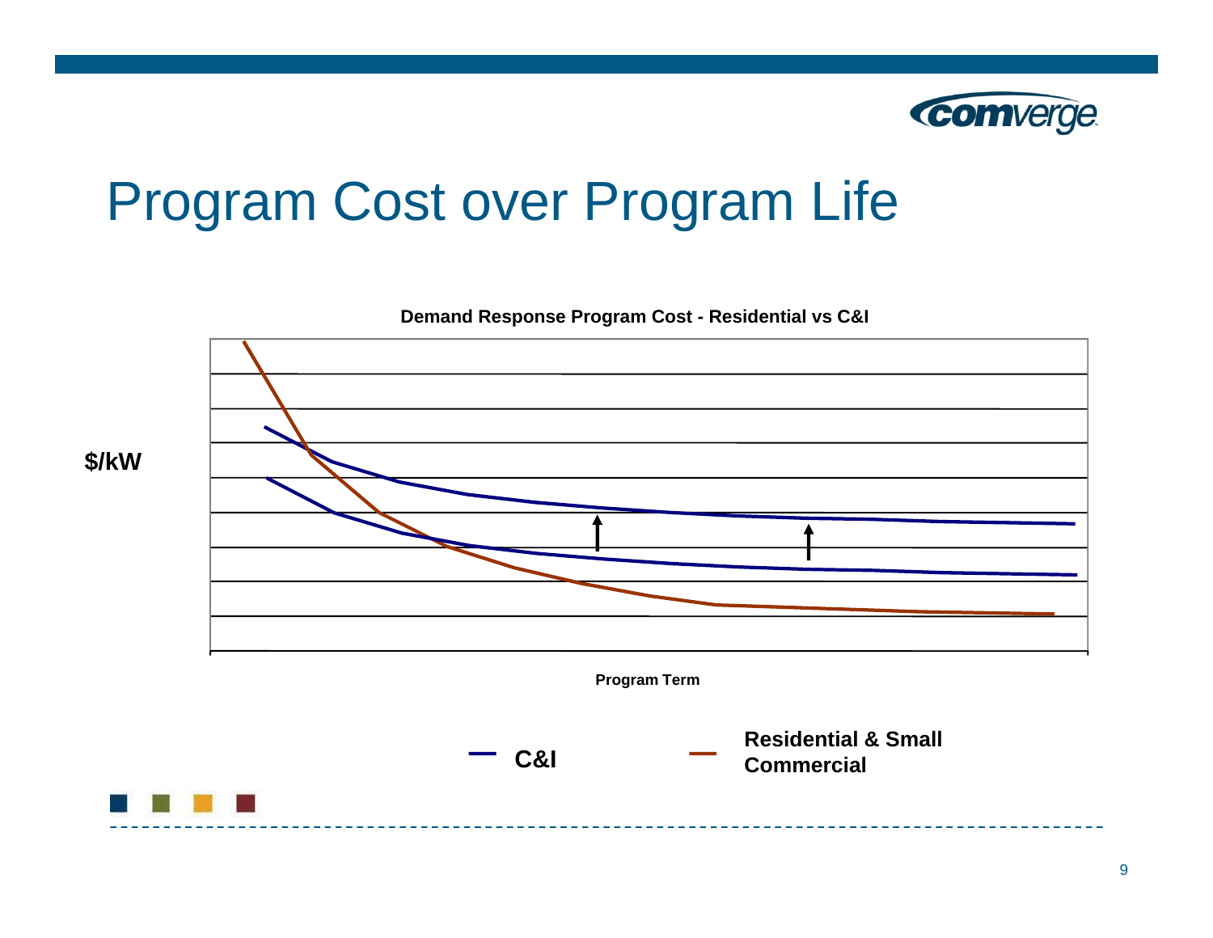# Program Cost over Program Life

**Demand Response Program Cost - Residential vs C&I**

$/kW

Program Term

C&I

Residential & Small Commercial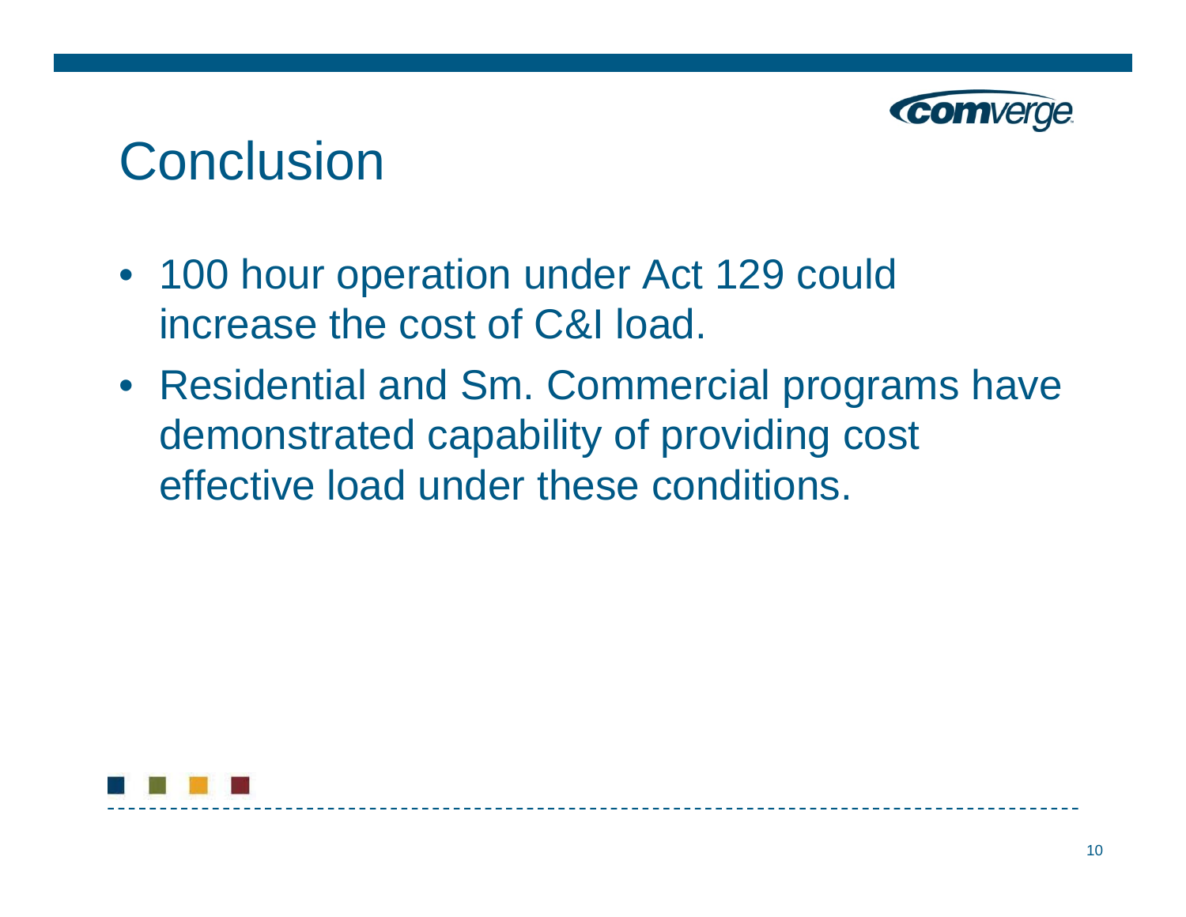# Conclusion

- 100 hour operation under Act 129 could increase the cost of C&I load.
- Residential and Sm. Commercial programs have demonstrated capability of providing cost effective load under these conditions.